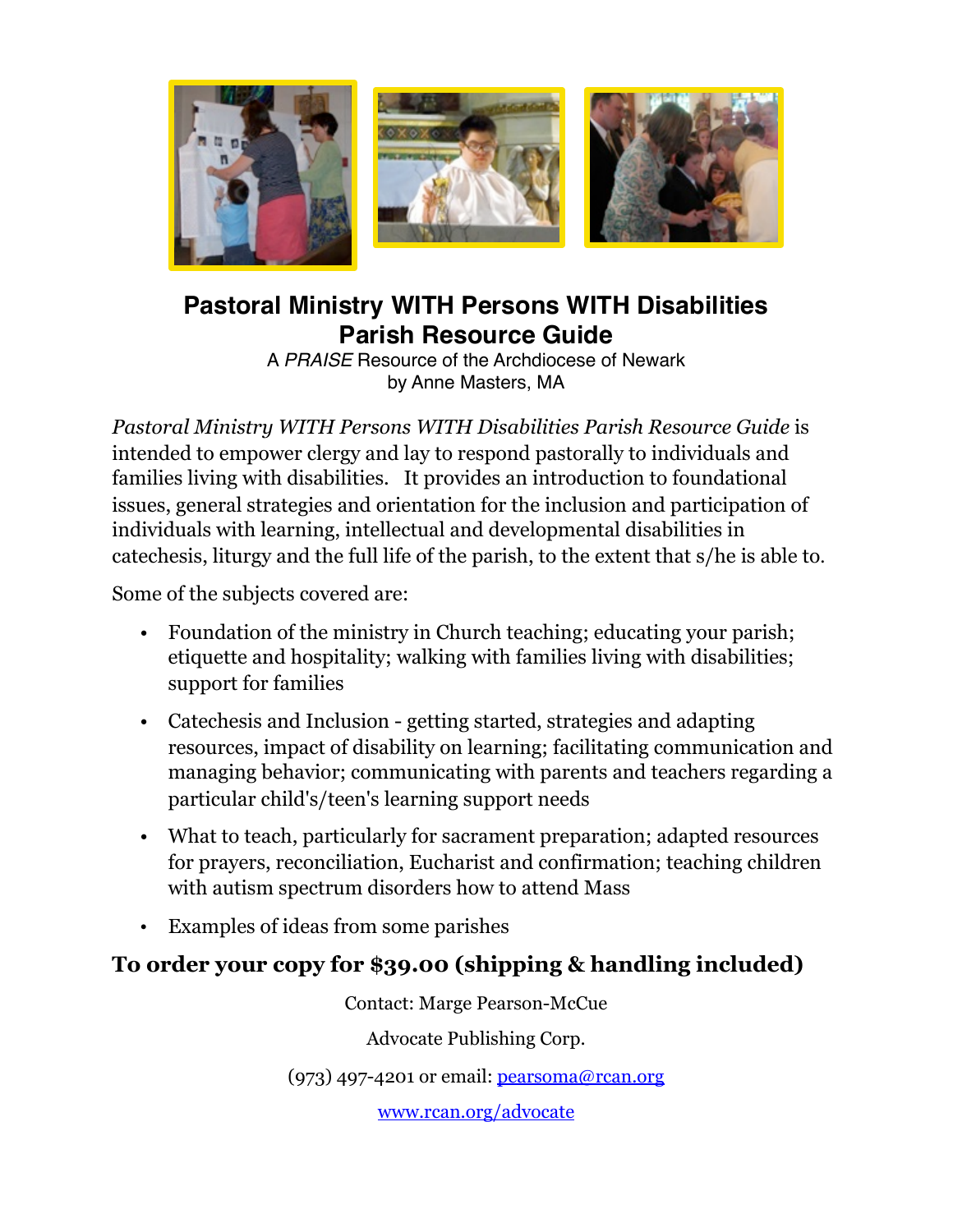# Pastoral Ministry WITH Persons WITH Disabilities
## Parish Resource Guide

A *PRAISE* Resource of the Archdiocese of Newark
by Anne Masters, MA

*Pastoral Ministry WITH Persons WITH Disabilities Parish Resource Guide* is intended to empower clergy and lay to respond pastorally to individuals and families living with disabilities. It provides an introduction to foundational issues, general strategies and orientation for the inclusion and participation of individuals with learning, intellectual and developmental disabilities in catechesis, liturgy and the full life of the parish, to the extent that s/he is able to.

Some of the subjects covered are:

- Foundation of the ministry in Church teaching; educating your parish; etiquette and hospitality; walking with families living with disabilities; support for families
- Catechesis and Inclusion - getting started, strategies and adapting resources, impact of disability on learning; facilitating communication and managing behavior; communicating with parents and teachers regarding a particular child's/teen's learning support needs
- What to teach, particularly for sacrament preparation; adapted resources for prayers, reconciliation, Eucharist and confirmation; teaching children with autism spectrum disorders how to attend Mass
- Examples of ideas from some parishes

**To order your copy for $39.00 (shipping & handling included)**

Contact: Marge Pearson-McCue

Advocate Publishing Corp.

(973) 497-4201 or email: pearsoma@rcan.org

www.rcan.org/advocate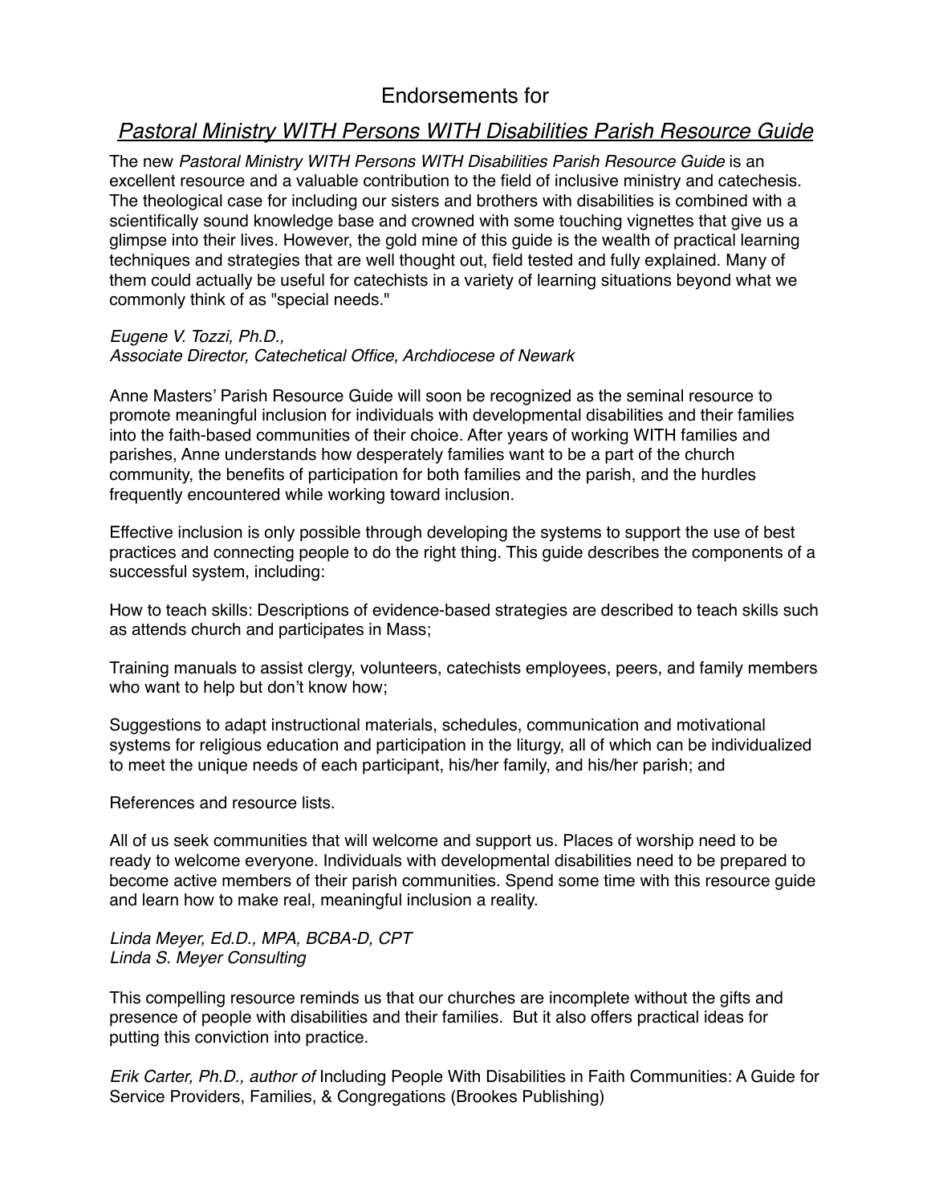# Endorsements for

## *Pastoral Ministry WITH Persons WITH Disabilities Parish Resource Guide*

The new *Pastoral Ministry WITH Persons WITH Disabilities Parish Resource Guide* is an excellent resource and a valuable contribution to the field of inclusive ministry and catechesis. The theological case for including our sisters and brothers with disabilities is combined with a scientifically sound knowledge base and crowned with some touching vignettes that give us a glimpse into their lives. However, the gold mine of this guide is the wealth of practical learning techniques and strategies that are well thought out, field tested and fully explained. Many of them could actually be useful for catechists in a variety of learning situations beyond what we commonly think of as "special needs."

*Eugene V. Tozzi, Ph.D.,*
*Associate Director, Catechetical Office, Archdiocese of Newark*

Anne Masters' Parish Resource Guide will soon be recognized as the seminal resource to promote meaningful inclusion for individuals with developmental disabilities and their families into the faith-based communities of their choice. After years of working WITH families and parishes, Anne understands how desperately families want to be a part of the church community, the benefits of participation for both families and the parish, and the hurdles frequently encountered while working toward inclusion.

Effective inclusion is only possible through developing the systems to support the use of best practices and connecting people to do the right thing. This guide describes the components of a successful system, including:

How to teach skills: Descriptions of evidence-based strategies are described to teach skills such as attends church and participates in Mass;

Training manuals to assist clergy, volunteers, catechists employees, peers, and family members who want to help but don't know how;

Suggestions to adapt instructional materials, schedules, communication and motivational systems for religious education and participation in the liturgy, all of which can be individualized to meet the unique needs of each participant, his/her family, and his/her parish; and

References and resource lists.

All of us seek communities that will welcome and support us. Places of worship need to be ready to welcome everyone. Individuals with developmental disabilities need to be prepared to become active members of their parish communities. Spend some time with this resource guide and learn how to make real, meaningful inclusion a reality.

*Linda Meyer, Ed.D., MPA, BCBA-D, CPT*
*Linda S. Meyer Consulting*

This compelling resource reminds us that our churches are incomplete without the gifts and presence of people with disabilities and their families. But it also offers practical ideas for putting this conviction into practice.

*Erik Carter, Ph.D., author of* Including People With Disabilities in Faith Communities: A Guide for Service Providers, Families, & Congregations (Brookes Publishing)